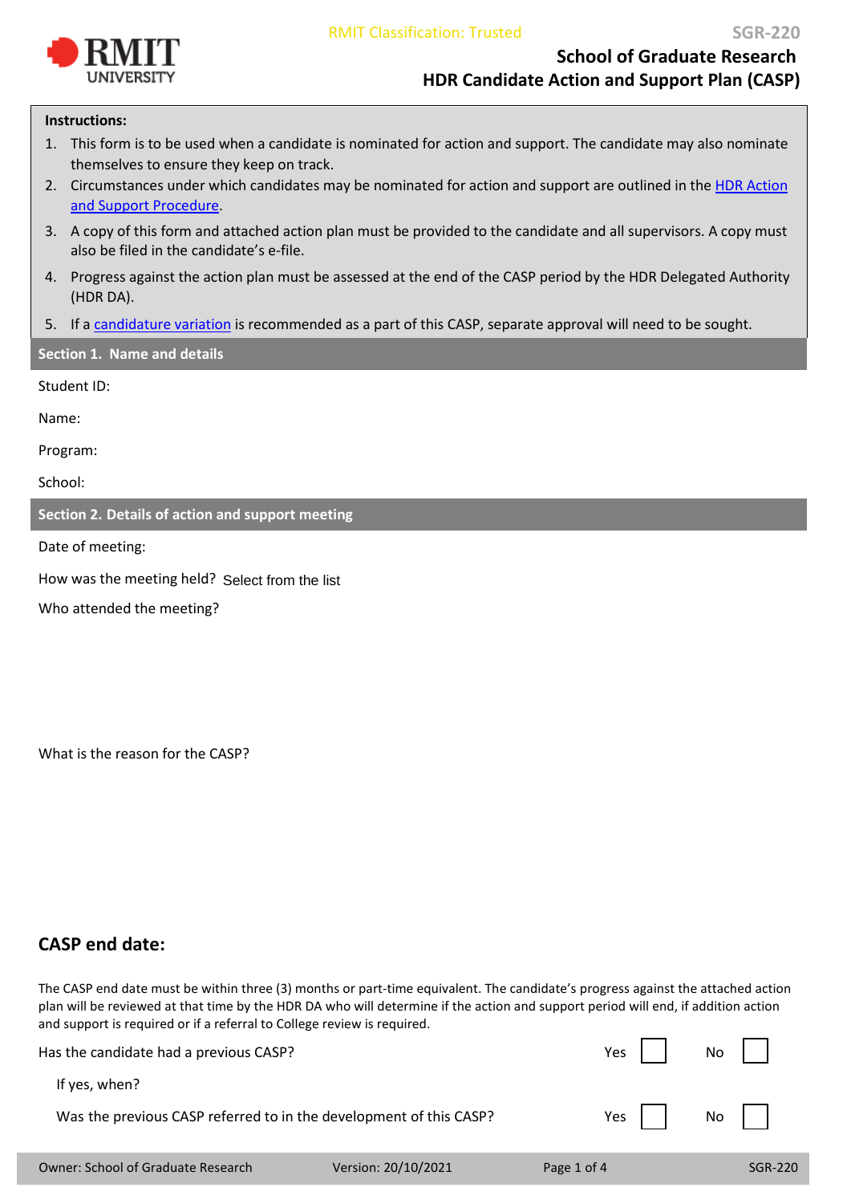RMIT Classification: Trusted

SGR-220

# School of Graduate Research
## HDR Candidate Action and Support Plan (CASP)

**Instructions:**

1. This form is to be used when a candidate is nominated for action and support. The candidate may also nominate themselves to ensure they keep on track.
2. Circumstances under which candidates may be nominated for action and support are outlined in the HDR Action and Support Procedure.
3. A copy of this form and attached action plan must be provided to the candidate and all supervisors. A copy must also be filed in the candidate's e-file.
4. Progress against the action plan must be assessed at the end of the CASP period by the HDR Delegated Authority (HDR DA).
5. If a candidature variation is recommended as a part of this CASP, separate approval will need to be sought.

### Section 1. Name and details

Student ID:

Name:

Program:

School:

### Section 2. Details of action and support meeting

Date of meeting:

How was the meeting held? Select from the list

Who attended the meeting?

What is the reason for the CASP?

## CASP end date:

The CASP end date must be within three (3) months or part-time equivalent. The candidate's progress against the attached action plan will be reviewed at that time by the HDR DA who will determine if the action and support period will end, if addition action and support is required or if a referral to College review is required.

Has the candidate had a previous CASP? Yes ☐ No ☐

If yes, when?

Was the previous CASP referred to in the development of this CASP? Yes ☐ No ☐

Owner: School of Graduate Research | Version: 20/10/2021 | SGR-220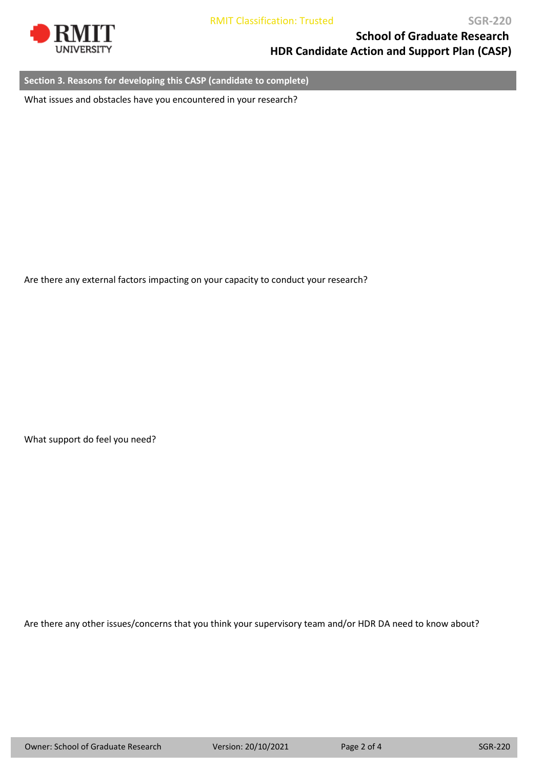## Section 3. Reasons for developing this CASP (candidate to complete)

What issues and obstacles have you encountered in your research?

Are there any external factors impacting on your capacity to conduct your research?

What support do feel you need?

Are there any other issues/concerns that you think your supervisory team and/or HDR DA need to know about?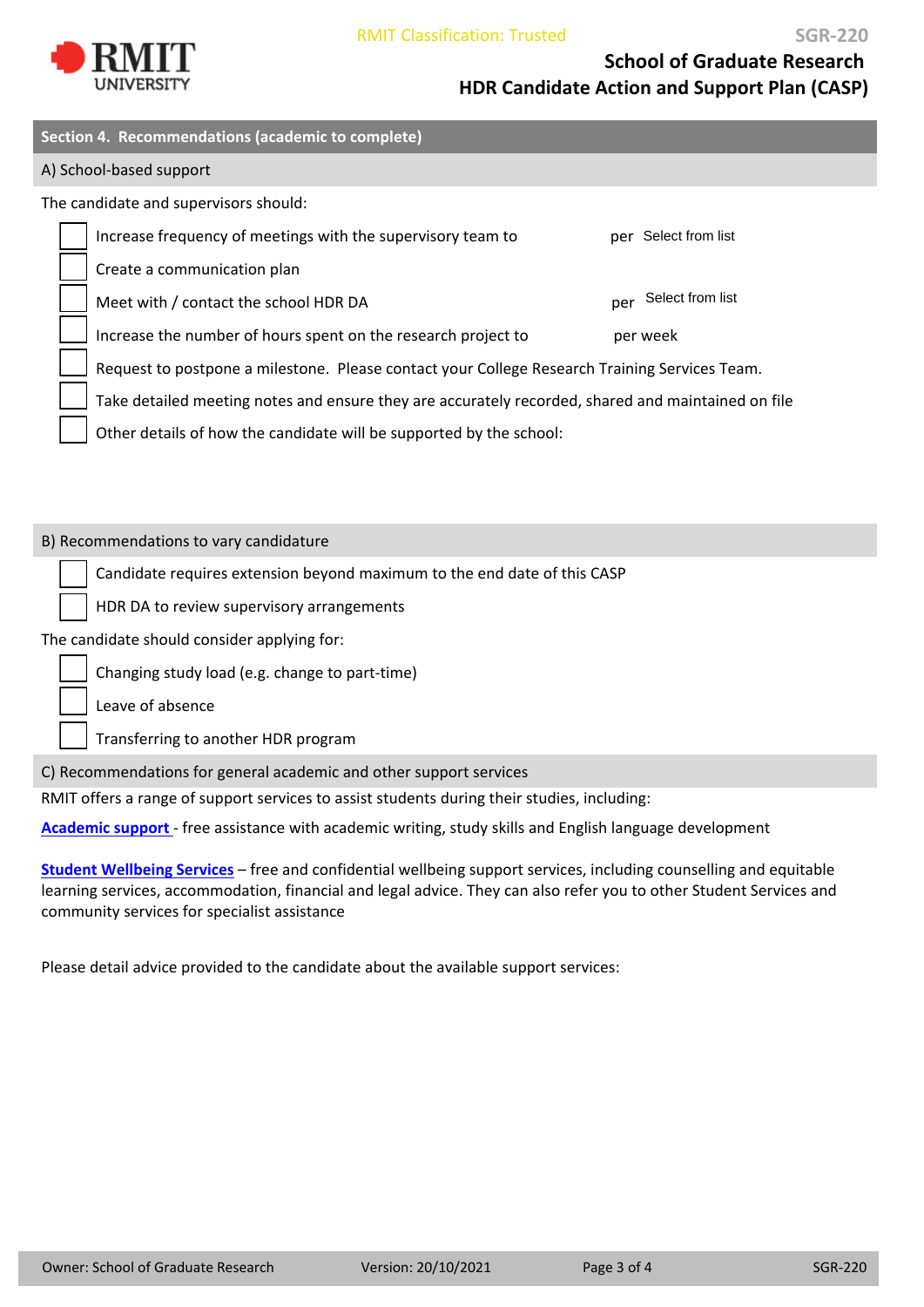## Section 4. Recommendations (academic to complete)

### A) School-based support

The candidate and supervisors should:

- [ ] Increase frequency of meetings with the supervisory team to per Select from list
- [ ] Create a communication plan
- [ ] Meet with / contact the school HDR DA per Select from list
- [ ] Increase the number of hours spent on the research project to per week
- [ ] Request to postpone a milestone. Please contact your College Research Training Services Team.
- [ ] Take detailed meeting notes and ensure they are accurately recorded, shared and maintained on file
- [ ] Other details of how the candidate will be supported by the school:

### B) Recommendations to vary candidature

- [ ] Candidate requires extension beyond maximum to the end date of this CASP
- [ ] HDR DA to review supervisory arrangements

The candidate should consider applying for:

- [ ] Changing study load (e.g. change to part-time)
- [ ] Leave of absence
- [ ] Transferring to another HDR program

### C) Recommendations for general academic and other support services

RMIT offers a range of support services to assist students during their studies, including:

**Academic support** - free assistance with academic writing, study skills and English language development

**Student Wellbeing Services** – free and confidential wellbeing support services, including counselling and equitable learning services, accommodation, financial and legal advice. They can also refer you to other Student Services and community services for specialist assistance

Please detail advice provided to the candidate about the available support services: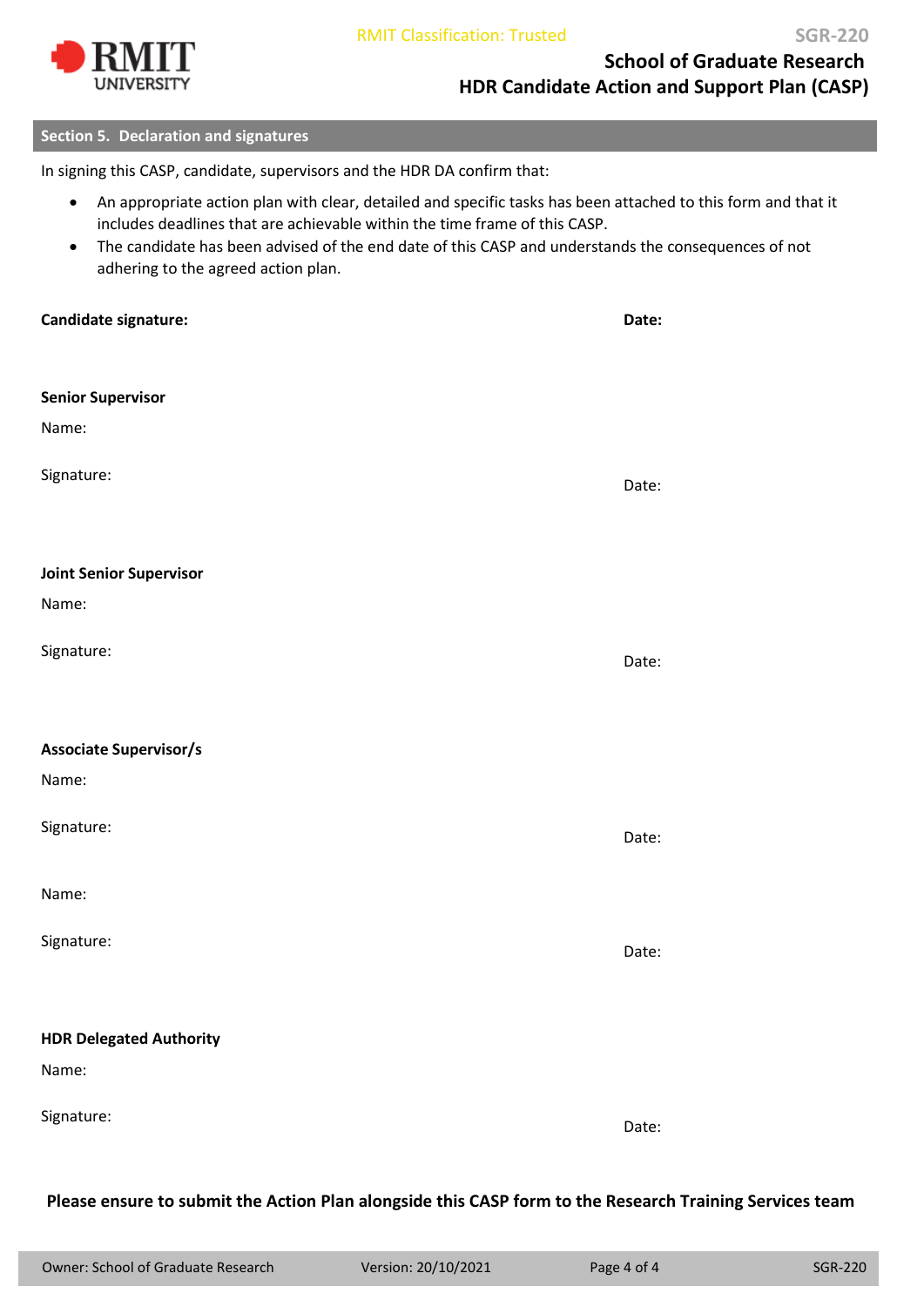## Section 5. Declaration and signatures

In signing this CASP, candidate, supervisors and the HDR DA confirm that:

- An appropriate action plan with clear, detailed and specific tasks has been attached to this form and that it includes deadlines that are achievable within the time frame of this CASP.
- The candidate has been advised of the end date of this CASP and understands the consequences of not adhering to the agreed action plan.

**Candidate signature:** **Date:**

**Senior Supervisor**

Name:

Signature: Date:

**Joint Senior Supervisor**

Name:

Signature: Date:

**Associate Supervisor/s**

Name:

Signature: Date:

Name:

Signature: Date:

**HDR Delegated Authority**

Name:

Signature: Date:

**Please ensure to submit the Action Plan alongside this CASP form to the Research Training Services team**